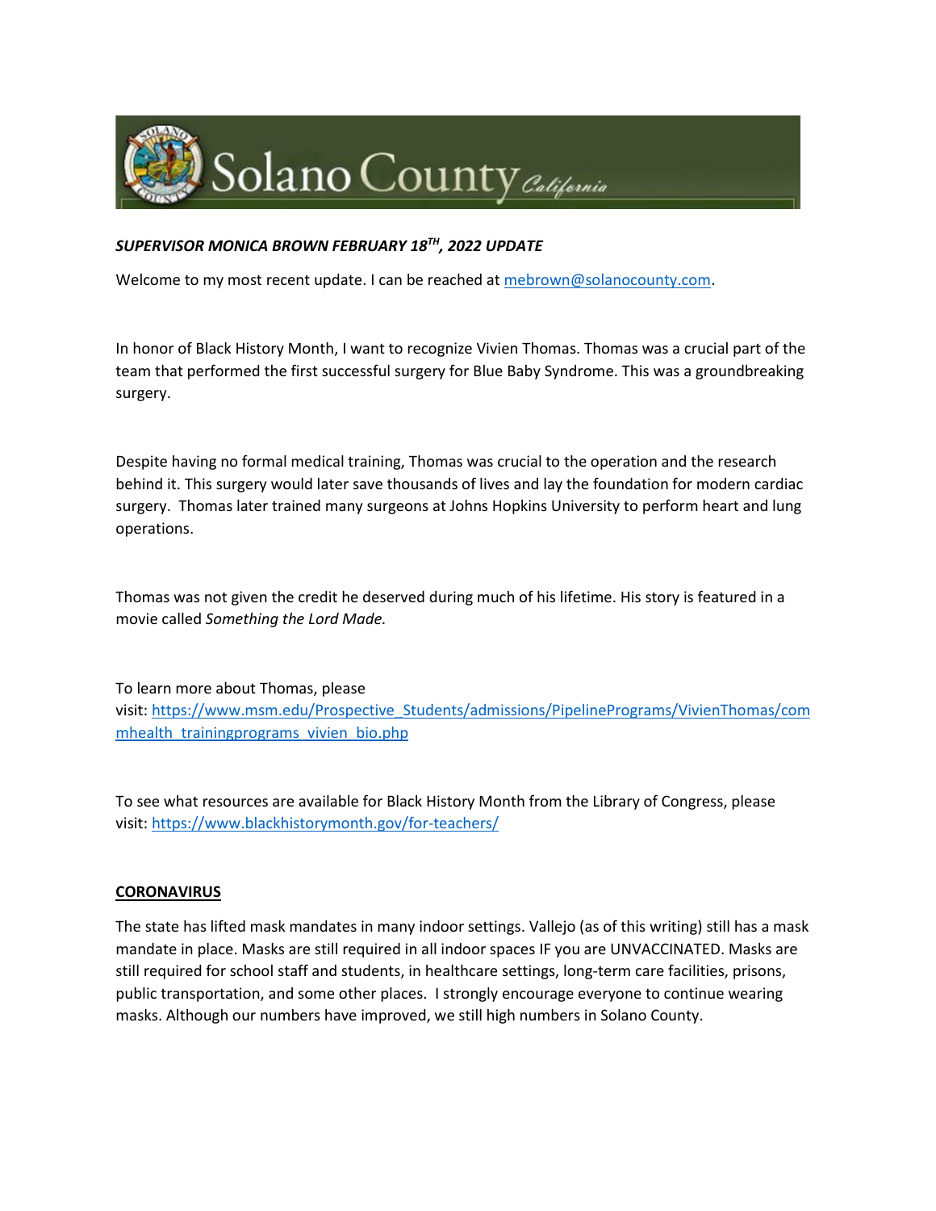Solano County California

***SUPERVISOR MONICA BROWN FEBRUARY 18TH, 2022 UPDATE***

Welcome to my most recent update. I can be reached at [mebrown@solanocounty.com](mailto:mebrown@solanocounty.com).

In honor of Black History Month, I want to recognize Vivien Thomas. Thomas was a crucial part of the team that performed the first successful surgery for Blue Baby Syndrome. This was a groundbreaking surgery.

Despite having no formal medical training, Thomas was crucial to the operation and the research behind it. This surgery would later save thousands of lives and lay the foundation for modern cardiac surgery. Thomas later trained many surgeons at Johns Hopkins University to perform heart and lung operations.

Thomas was not given the credit he deserved during much of his lifetime. His story is featured in a movie called *Something the Lord Made.*

To learn more about Thomas, please visit: [https://www.msm.edu/Prospective_Students/admissions/PipelinePrograms/VivienThomas/commhealth_trainingprograms_vivien_bio.php](https://www.msm.edu/Prospective_Students/admissions/PipelinePrograms/VivienThomas/commhealth_trainingprograms_vivien_bio.php)

To see what resources are available for Black History Month from the Library of Congress, please visit: [https://www.blackhistorymonth.gov/for-teachers/](https://www.blackhistorymonth.gov/for-teachers/)

**CORONAVIRUS**

The state has lifted mask mandates in many indoor settings. Vallejo (as of this writing) still has a mask mandate in place. Masks are still required in all indoor spaces IF you are UNVACCINATED. Masks are still required for school staff and students, in healthcare settings, long-term care facilities, prisons, public transportation, and some other places. I strongly encourage everyone to continue wearing masks. Although our numbers have improved, we still high numbers in Solano County.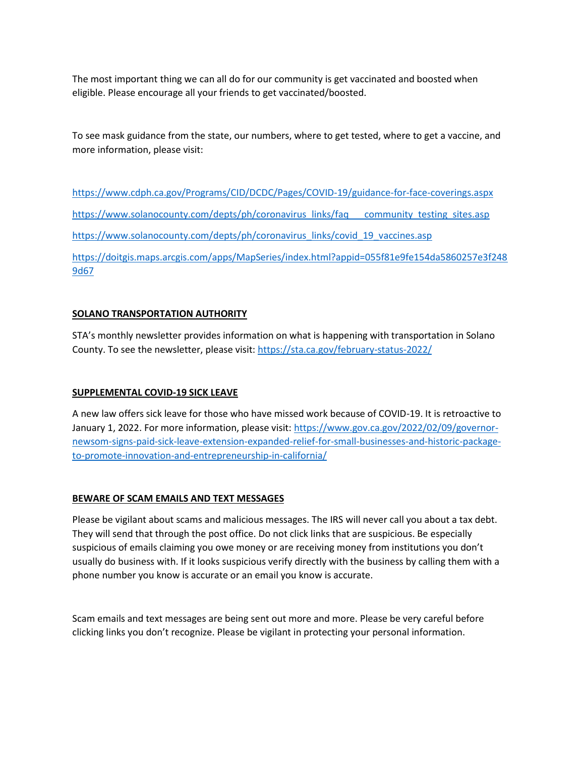The most important thing we can all do for our community is get vaccinated and boosted when eligible. Please encourage all your friends to get vaccinated/boosted.

To see mask guidance from the state, our numbers, where to get tested, where to get a vaccine, and more information, please visit:

https://www.cdph.ca.gov/Programs/CID/DCDC/Pages/COVID-19/guidance-for-face-coverings.aspx

https://www.solanocounty.com/depts/ph/coronavirus_links/faq___community_testing_sites.asp

https://www.solanocounty.com/depts/ph/coronavirus_links/covid_19_vaccines.asp

https://doitgis.maps.arcgis.com/apps/MapSeries/index.html?appid=055f81e9fe154da5860257e3f2489d67

## SOLANO TRANSPORTATION AUTHORITY

STA's monthly newsletter provides information on what is happening with transportation in Solano County. To see the newsletter, please visit: https://sta.ca.gov/february-status-2022/

## SUPPLEMENTAL COVID-19 SICK LEAVE

A new law offers sick leave for those who have missed work because of COVID-19. It is retroactive to January 1, 2022. For more information, please visit: https://www.gov.ca.gov/2022/02/09/governor-newsom-signs-paid-sick-leave-extension-expanded-relief-for-small-businesses-and-historic-package-to-promote-innovation-and-entrepreneurship-in-california/

## BEWARE OF SCAM EMAILS AND TEXT MESSAGES

Please be vigilant about scams and malicious messages. The IRS will never call you about a tax debt. They will send that through the post office. Do not click links that are suspicious. Be especially suspicious of emails claiming you owe money or are receiving money from institutions you don't usually do business with. If it looks suspicious verify directly with the business by calling them with a phone number you know is accurate or an email you know is accurate.

Scam emails and text messages are being sent out more and more. Please be very careful before clicking links you don't recognize. Please be vigilant in protecting your personal information.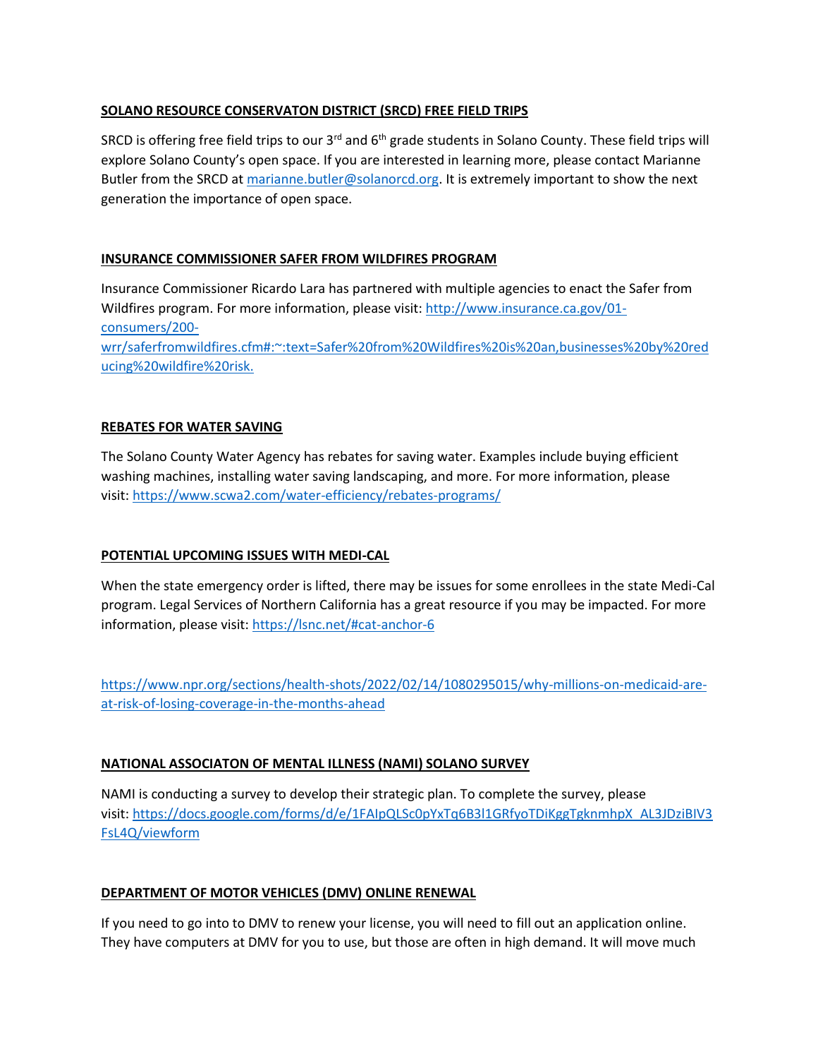**SOLANO RESOURCE CONSERVATON DISTRICT (SRCD) FREE FIELD TRIPS**

SRCD is offering free field trips to our 3rd and 6th grade students in Solano County. These field trips will explore Solano County's open space. If you are interested in learning more, please contact Marianne Butler from the SRCD at marianne.butler@solanorcd.org. It is extremely important to show the next generation the importance of open space.

**INSURANCE COMMISSIONER SAFER FROM WILDFIRES PROGRAM**

Insurance Commissioner Ricardo Lara has partnered with multiple agencies to enact the Safer from Wildfires program. For more information, please visit: http://www.insurance.ca.gov/01-consumers/200-wrr/saferfromwildfires.cfm#:~:text=Safer%20from%20Wildfires%20is%20an,businesses%20by%20reducing%20wildfire%20risk.

**REBATES FOR WATER SAVING**

The Solano County Water Agency has rebates for saving water. Examples include buying efficient washing machines, installing water saving landscaping, and more. For more information, please visit: https://www.scwa2.com/water-efficiency/rebates-programs/

**POTENTIAL UPCOMING ISSUES WITH MEDI-CAL**

When the state emergency order is lifted, there may be issues for some enrollees in the state Medi-Cal program. Legal Services of Northern California has a great resource if you may be impacted. For more information, please visit: https://lsnc.net/#cat-anchor-6

https://www.npr.org/sections/health-shots/2022/02/14/1080295015/why-millions-on-medicaid-are-at-risk-of-losing-coverage-in-the-months-ahead

**NATIONAL ASSOCIATON OF MENTAL ILLNESS (NAMI) SOLANO SURVEY**

NAMI is conducting a survey to develop their strategic plan. To complete the survey, please visit: https://docs.google.com/forms/d/e/1FAIpQLSc0pYxTq6B3l1GRfyoTDiKggTgknmhpX_AL3JDziBIV3FsL4Q/viewform

**DEPARTMENT OF MOTOR VEHICLES (DMV) ONLINE RENEWAL**

If you need to go into to DMV to renew your license, you will need to fill out an application online. They have computers at DMV for you to use, but those are often in high demand. It will move much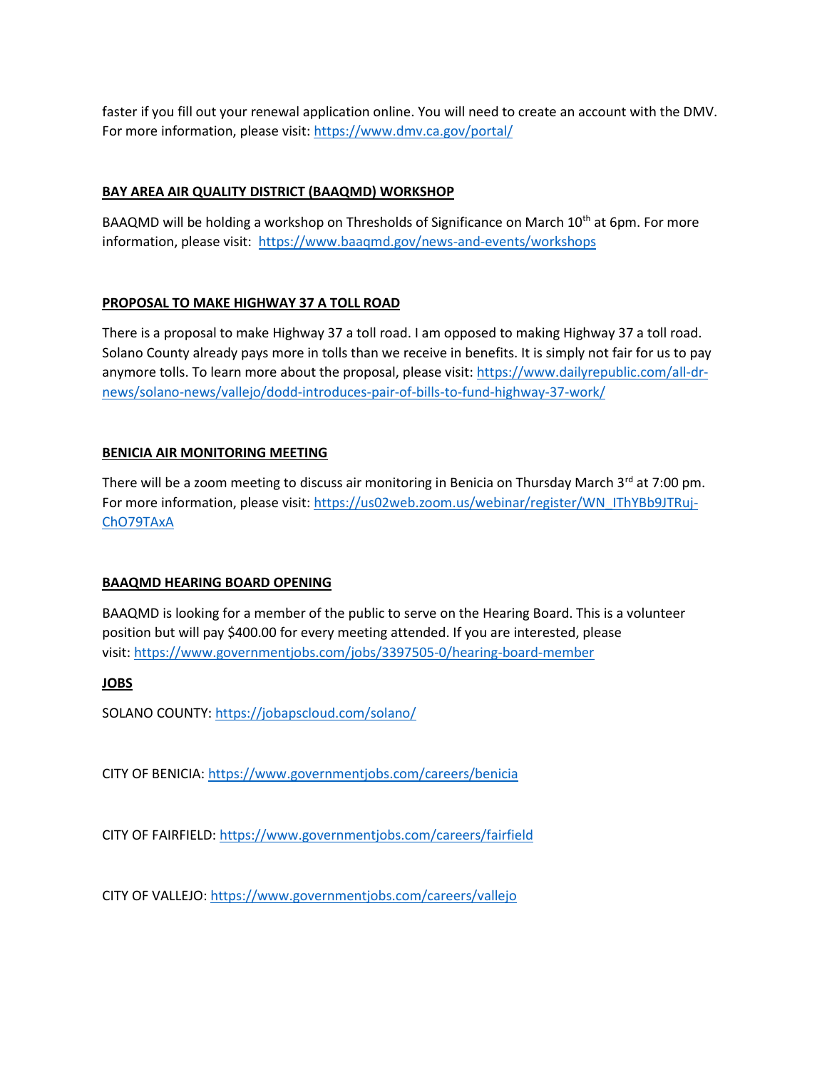faster if you fill out your renewal application online. You will need to create an account with the DMV. For more information, please visit: https://www.dmv.ca.gov/portal/

**BAY AREA AIR QUALITY DISTRICT (BAAQMD) WORKSHOP**

BAAQMD will be holding a workshop on Thresholds of Significance on March 10th at 6pm. For more information, please visit: https://www.baaqmd.gov/news-and-events/workshops

**PROPOSAL TO MAKE HIGHWAY 37 A TOLL ROAD**

There is a proposal to make Highway 37 a toll road. I am opposed to making Highway 37 a toll road. Solano County already pays more in tolls than we receive in benefits. It is simply not fair for us to pay anymore tolls. To learn more about the proposal, please visit: https://www.dailyrepublic.com/all-dr-news/solano-news/vallejo/dodd-introduces-pair-of-bills-to-fund-highway-37-work/

**BENICIA AIR MONITORING MEETING**

There will be a zoom meeting to discuss air monitoring in Benicia on Thursday March 3rd at 7:00 pm. For more information, please visit: https://us02web.zoom.us/webinar/register/WN_IThYBb9JTRuj-ChO79TAxA

**BAAQMD HEARING BOARD OPENING**

BAAQMD is looking for a member of the public to serve on the Hearing Board. This is a volunteer position but will pay $400.00 for every meeting attended. If you are interested, please visit: https://www.governmentjobs.com/jobs/3397505-0/hearing-board-member

**JOBS**

SOLANO COUNTY: https://jobapscloud.com/solano/

CITY OF BENICIA: https://www.governmentjobs.com/careers/benicia

CITY OF FAIRFIELD: https://www.governmentjobs.com/careers/fairfield

CITY OF VALLEJO: https://www.governmentjobs.com/careers/vallejo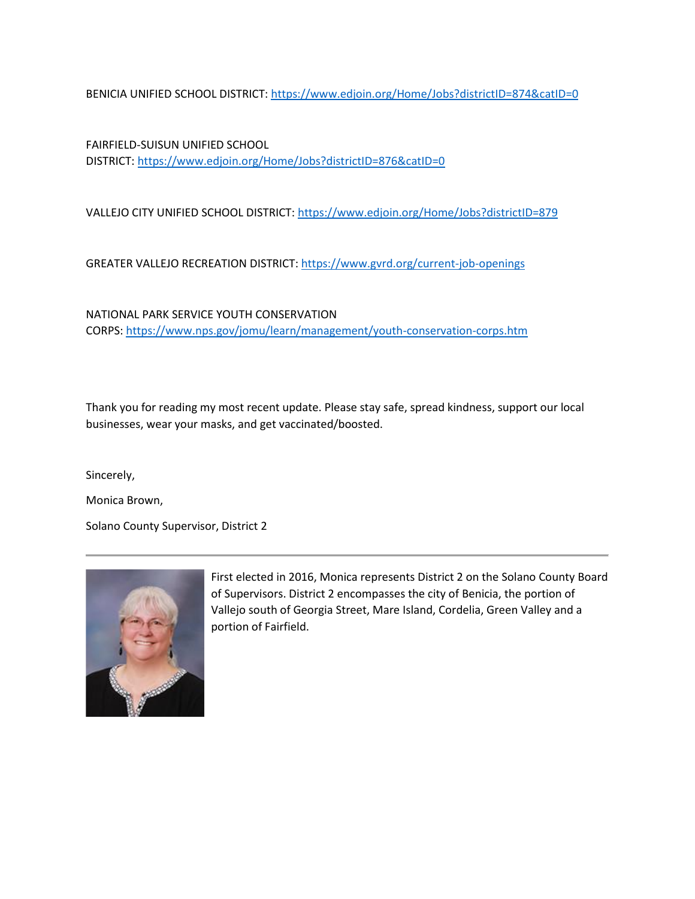BENICIA UNIFIED SCHOOL DISTRICT: [https://www.edjoin.org/Home/Jobs?districtID=874&catID=0](https://www.edjoin.org/Home/Jobs?districtID=874&catID=0)

FAIRFIELD-SUISUN UNIFIED SCHOOL DISTRICT: [https://www.edjoin.org/Home/Jobs?districtID=876&catID=0](https://www.edjoin.org/Home/Jobs?districtID=876&catID=0)

VALLEJO CITY UNIFIED SCHOOL DISTRICT: [https://www.edjoin.org/Home/Jobs?districtID=879](https://www.edjoin.org/Home/Jobs?districtID=879)

GREATER VALLEJO RECREATION DISTRICT: [https://www.gvrd.org/current-job-openings](https://www.gvrd.org/current-job-openings)

NATIONAL PARK SERVICE YOUTH CONSERVATION CORPS: [https://www.nps.gov/jomu/learn/management/youth-conservation-corps.htm](https://www.nps.gov/jomu/learn/management/youth-conservation-corps.htm)

Thank you for reading my most recent update. Please stay safe, spread kindness, support our local businesses, wear your masks, and get vaccinated/boosted.

Sincerely,

Monica Brown,

Solano County Supervisor, District 2

---

First elected in 2016, Monica represents District 2 on the Solano County Board of Supervisors. District 2 encompasses the city of Benicia, the portion of Vallejo south of Georgia Street, Mare Island, Cordelia, Green Valley and a portion of Fairfield.